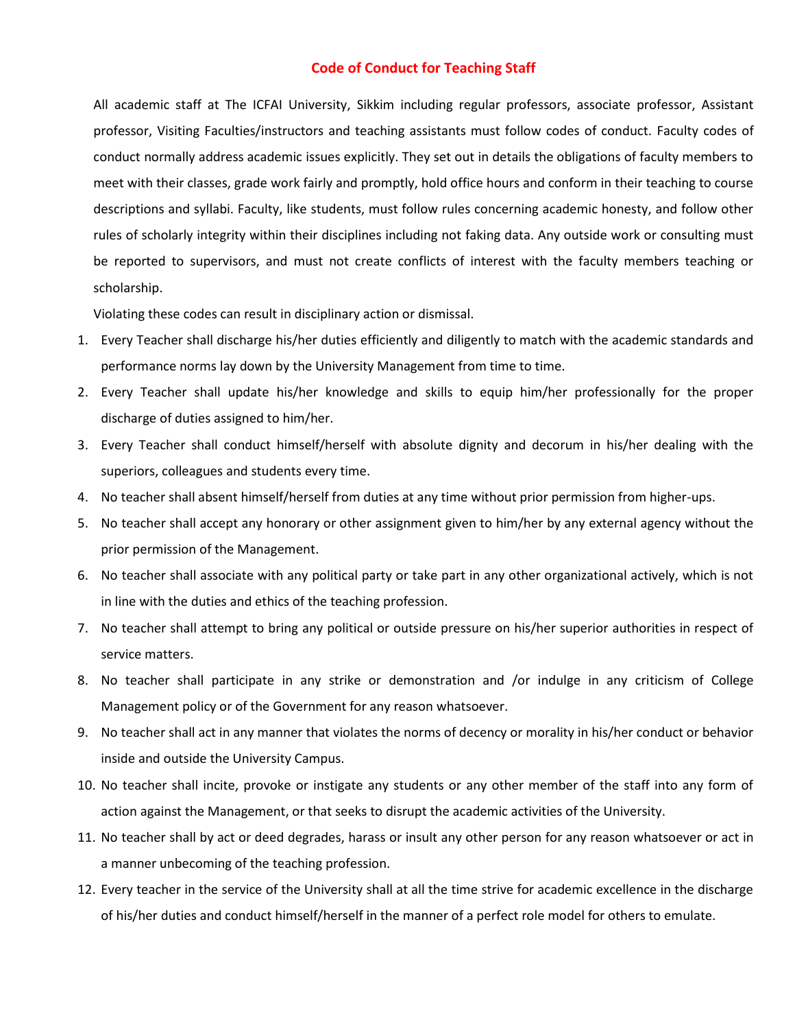# Code of Conduct for Teaching Staff

All academic staff at The ICFAI University, Sikkim including regular professors, associate professor, Assistant professor, Visiting Faculties/instructors and teaching assistants must follow codes of conduct. Faculty codes of conduct normally address academic issues explicitly. They set out in details the obligations of faculty members to meet with their classes, grade work fairly and promptly, hold office hours and conform in their teaching to course descriptions and syllabi. Faculty, like students, must follow rules concerning academic honesty, and follow other rules of scholarly integrity within their disciplines including not faking data. Any outside work or consulting must be reported to supervisors, and must not create conflicts of interest with the faculty members teaching or scholarship.

Violating these codes can result in disciplinary action or dismissal.

1. Every Teacher shall discharge his/her duties efficiently and diligently to match with the academic standards and performance norms lay down by the University Management from time to time.
2. Every Teacher shall update his/her knowledge and skills to equip him/her professionally for the proper discharge of duties assigned to him/her.
3. Every Teacher shall conduct himself/herself with absolute dignity and decorum in his/her dealing with the superiors, colleagues and students every time.
4. No teacher shall absent himself/herself from duties at any time without prior permission from higher-ups.
5. No teacher shall accept any honorary or other assignment given to him/her by any external agency without the prior permission of the Management.
6. No teacher shall associate with any political party or take part in any other organizational actively, which is not in line with the duties and ethics of the teaching profession.
7. No teacher shall attempt to bring any political or outside pressure on his/her superior authorities in respect of service matters.
8. No teacher shall participate in any strike or demonstration and /or indulge in any criticism of College Management policy or of the Government for any reason whatsoever.
9. No teacher shall act in any manner that violates the norms of decency or morality in his/her conduct or behavior inside and outside the University Campus.
10. No teacher shall incite, provoke or instigate any students or any other member of the staff into any form of action against the Management, or that seeks to disrupt the academic activities of the University.
11. No teacher shall by act or deed degrades, harass or insult any other person for any reason whatsoever or act in a manner unbecoming of the teaching profession.
12. Every teacher in the service of the University shall at all the time strive for academic excellence in the discharge of his/her duties and conduct himself/herself in the manner of a perfect role model for others to emulate.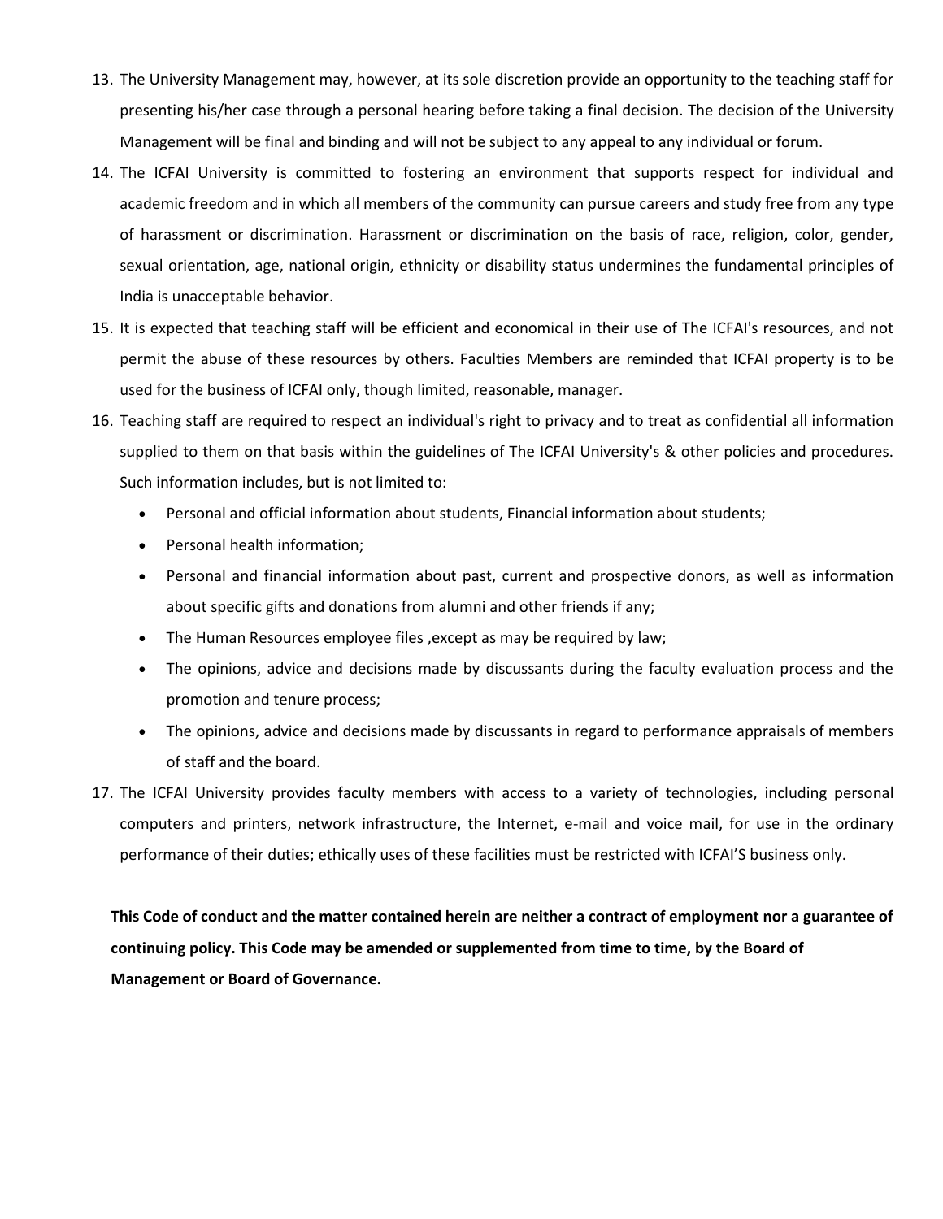13. The University Management may, however, at its sole discretion provide an opportunity to the teaching staff for presenting his/her case through a personal hearing before taking a final decision. The decision of the University Management will be final and binding and will not be subject to any appeal to any individual or forum.
14. The ICFAI University is committed to fostering an environment that supports respect for individual and academic freedom and in which all members of the community can pursue careers and study free from any type of harassment or discrimination. Harassment or discrimination on the basis of race, religion, color, gender, sexual orientation, age, national origin, ethnicity or disability status undermines the fundamental principles of India is unacceptable behavior.
15. It is expected that teaching staff will be efficient and economical in their use of The ICFAI's resources, and not permit the abuse of these resources by others. Faculties Members are reminded that ICFAI property is to be used for the business of ICFAI only, though limited, reasonable, manager.
16. Teaching staff are required to respect an individual's right to privacy and to treat as confidential all information supplied to them on that basis within the guidelines of The ICFAI University's & other policies and procedures. Such information includes, but is not limited to:
    - Personal and official information about students, Financial information about students;
    - Personal health information;
    - Personal and financial information about past, current and prospective donors, as well as information about specific gifts and donations from alumni and other friends if any;
    - The Human Resources employee files ,except as may be required by law;
    - The opinions, advice and decisions made by discussants during the faculty evaluation process and the promotion and tenure process;
    - The opinions, advice and decisions made by discussants in regard to performance appraisals of members of staff and the board.
17. The ICFAI University provides faculty members with access to a variety of technologies, including personal computers and printers, network infrastructure, the Internet, e-mail and voice mail, for use in the ordinary performance of their duties; ethically uses of these facilities must be restricted with ICFAI'S business only.

**This Code of conduct and the matter contained herein are neither a contract of employment nor a guarantee of continuing policy. This Code may be amended or supplemented from time to time, by the Board of Management or Board of Governance.**